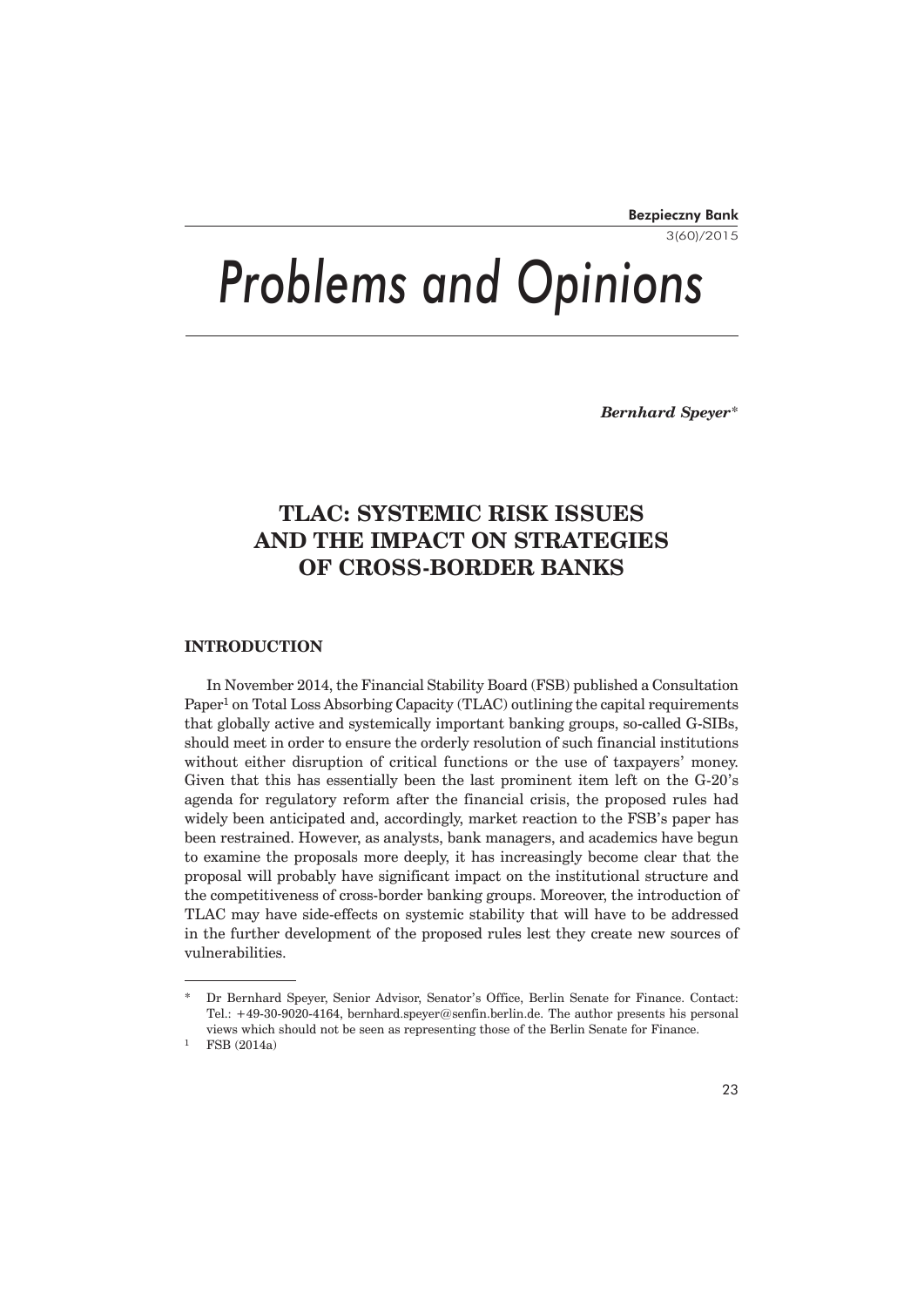# Problems and Opinions

***Bernhard Speyer****

## TLAC: SYSTEMIC RISK ISSUES AND THE IMPACT ON STRATEGIES OF CROSS-BORDER BANKS

### INTRODUCTION

In November 2014, the Financial Stability Board (FSB) published a Consultation Paper[1] on Total Loss Absorbing Capacity (TLAC) outlining the capital requirements that globally active and systemically important banking groups, so-called G-SIBs, should meet in order to ensure the orderly resolution of such financial institutions without either disruption of critical functions or the use of taxpayers' money. Given that this has essentially been the last prominent item left on the G-20's agenda for regulatory reform after the financial crisis, the proposed rules had widely been anticipated and, accordingly, market reaction to the FSB's paper has been restrained. However, as analysts, bank managers, and academics have begun to examine the proposals more deeply, it has increasingly become clear that the proposal will probably have significant impact on the institutional structure and the competitiveness of cross-border banking groups. Moreover, the introduction of TLAC may have side-effects on systemic stability that will have to be addressed in the further development of the proposed rules lest they create new sources of vulnerabilities.

---

\* Dr Bernhard Speyer, Senior Advisor, Senator's Office, Berlin Senate for Finance. Contact: Tel.: +49-30-9020-4164, bernhard.speyer@senfin.berlin.de. The author presents his personal views which should not be seen as representing those of the Berlin Senate for Finance.

[1] FSB (2014a)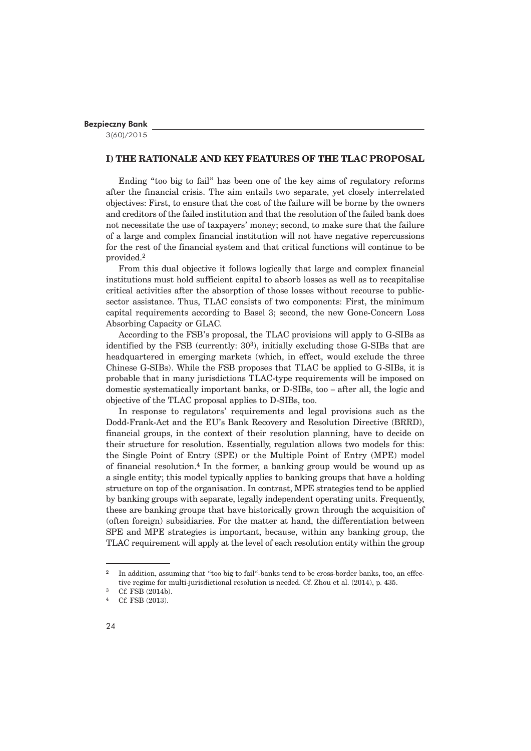## I) THE RATIONALE AND KEY FEATURES OF THE TLAC PROPOSAL

Ending "too big to fail" has been one of the key aims of regulatory reforms after the financial crisis. The aim entails two separate, yet closely interrelated objectives: First, to ensure that the cost of the failure will be borne by the owners and creditors of the failed institution and that the resolution of the failed bank does not necessitate the use of taxpayers' money; second, to make sure that the failure of a large and complex financial institution will not have negative repercussions for the rest of the financial system and that critical functions will continue to be provided.[2]

From this dual objective it follows logically that large and complex financial institutions must hold sufficient capital to absorb losses as well as to recapitalise critical activities after the absorption of those losses without recourse to public-sector assistance. Thus, TLAC consists of two components: First, the minimum capital requirements according to Basel 3; second, the new Gone-Concern Loss Absorbing Capacity or GLAC.

According to the FSB's proposal, the TLAC provisions will apply to G-SIBs as identified by the FSB (currently: 30[3]), initially excluding those G-SIBs that are headquartered in emerging markets (which, in effect, would exclude the three Chinese G-SIBs). While the FSB proposes that TLAC be applied to G-SIBs, it is probable that in many jurisdictions TLAC-type requirements will be imposed on domestic systematically important banks, or D-SIBs, too – after all, the logic and objective of the TLAC proposal applies to D-SIBs, too.

In response to regulators' requirements and legal provisions such as the Dodd-Frank-Act and the EU's Bank Recovery and Resolution Directive (BRRD), financial groups, in the context of their resolution planning, have to decide on their structure for resolution. Essentially, regulation allows two models for this: the Single Point of Entry (SPE) or the Multiple Point of Entry (MPE) model of financial resolution.[4] In the former, a banking group would be wound up as a single entity; this model typically applies to banking groups that have a holding structure on top of the organisation. In contrast, MPE strategies tend to be applied by banking groups with separate, legally independent operating units. Frequently, these are banking groups that have historically grown through the acquisition of (often foreign) subsidiaries. For the matter at hand, the differentiation between SPE and MPE strategies is important, because, within any banking group, the TLAC requirement will apply at the level of each resolution entity within the group

---

[2] In addition, assuming that "too big to fail"-banks tend to be cross-border banks, too, an effective regime for multi-jurisdictional resolution is needed. Cf. Zhou et al. (2014), p. 435.

[3] Cf. FSB (2014b).

[4] Cf. FSB (2013).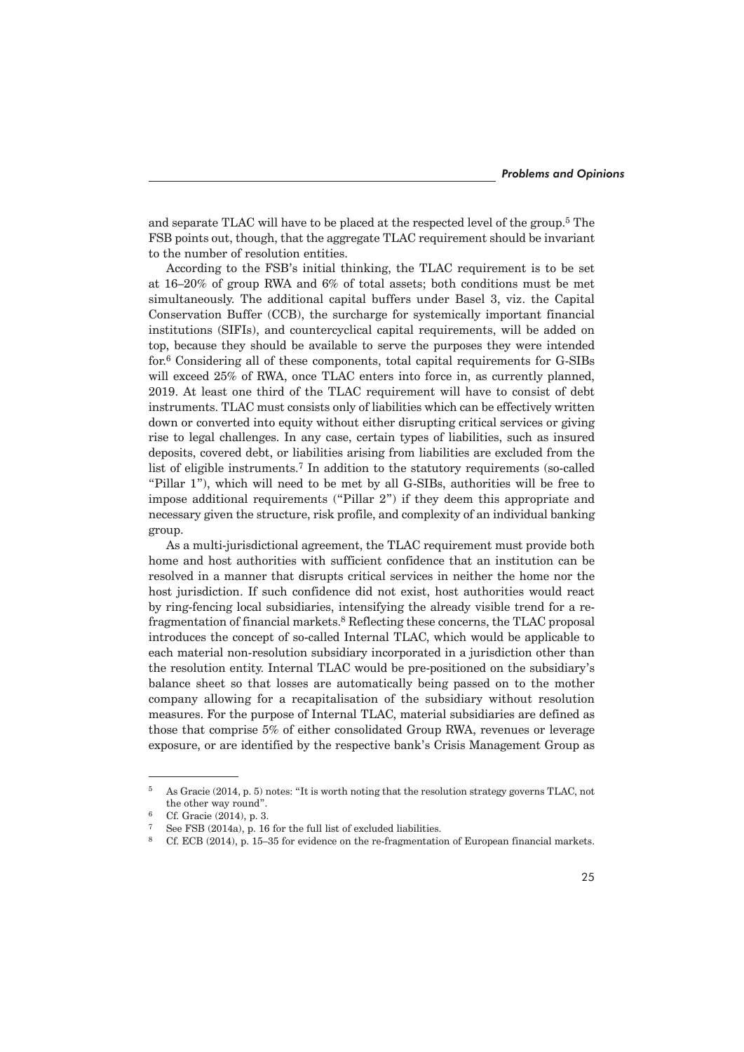and separate TLAC will have to be placed at the respected level of the group.[5] The FSB points out, though, that the aggregate TLAC requirement should be invariant to the number of resolution entities.

According to the FSB's initial thinking, the TLAC requirement is to be set at 16–20% of group RWA and 6% of total assets; both conditions must be met simultaneously. The additional capital buffers under Basel 3, viz. the Capital Conservation Buffer (CCB), the surcharge for systemically important financial institutions (SIFIs), and countercyclical capital requirements, will be added on top, because they should be available to serve the purposes they were intended for.[6] Considering all of these components, total capital requirements for G-SIBs will exceed 25% of RWA, once TLAC enters into force in, as currently planned, 2019. At least one third of the TLAC requirement will have to consist of debt instruments. TLAC must consists only of liabilities which can be effectively written down or converted into equity without either disrupting critical services or giving rise to legal challenges. In any case, certain types of liabilities, such as insured deposits, covered debt, or liabilities arising from liabilities are excluded from the list of eligible instruments.[7] In addition to the statutory requirements (so-called "Pillar 1"), which will need to be met by all G-SIBs, authorities will be free to impose additional requirements ("Pillar 2") if they deem this appropriate and necessary given the structure, risk profile, and complexity of an individual banking group.

As a multi-jurisdictional agreement, the TLAC requirement must provide both home and host authorities with sufficient confidence that an institution can be resolved in a manner that disrupts critical services in neither the home nor the host jurisdiction. If such confidence did not exist, host authorities would react by ring-fencing local subsidiaries, intensifying the already visible trend for a re-fragmentation of financial markets.[8] Reflecting these concerns, the TLAC proposal introduces the concept of so-called Internal TLAC, which would be applicable to each material non-resolution subsidiary incorporated in a jurisdiction other than the resolution entity. Internal TLAC would be pre-positioned on the subsidiary's balance sheet so that losses are automatically being passed on to the mother company allowing for a recapitalisation of the subsidiary without resolution measures. For the purpose of Internal TLAC, material subsidiaries are defined as those that comprise 5% of either consolidated Group RWA, revenues or leverage exposure, or are identified by the respective bank's Crisis Management Group as

---

[5] As Gracie (2014, p. 5) notes: "It is worth noting that the resolution strategy governs TLAC, not the other way round".

[6] Cf. Gracie (2014), p. 3.

[7] See FSB (2014a), p. 16 for the full list of excluded liabilities.

[8] Cf. ECB (2014), p. 15–35 for evidence on the re-fragmentation of European financial markets.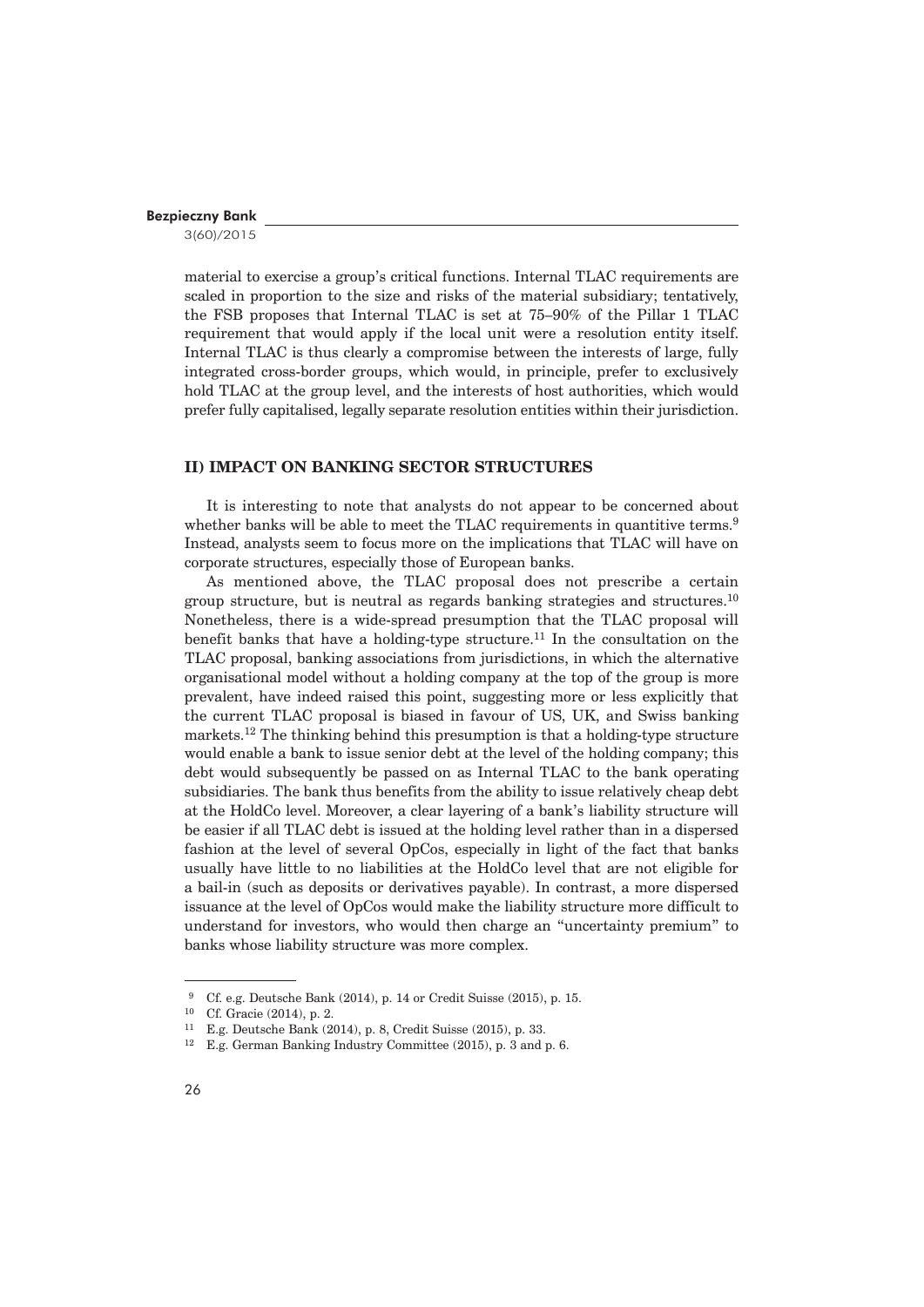material to exercise a group's critical functions. Internal TLAC requirements are scaled in proportion to the size and risks of the material subsidiary; tentatively, the FSB proposes that Internal TLAC is set at 75–90% of the Pillar 1 TLAC requirement that would apply if the local unit were a resolution entity itself. Internal TLAC is thus clearly a compromise between the interests of large, fully integrated cross-border groups, which would, in principle, prefer to exclusively hold TLAC at the group level, and the interests of host authorities, which would prefer fully capitalised, legally separate resolution entities within their jurisdiction.

## II) IMPACT ON BANKING SECTOR STRUCTURES

It is interesting to note that analysts do not appear to be concerned about whether banks will be able to meet the TLAC requirements in quantitive terms.[9] Instead, analysts seem to focus more on the implications that TLAC will have on corporate structures, especially those of European banks.

As mentioned above, the TLAC proposal does not prescribe a certain group structure, but is neutral as regards banking strategies and structures.[10] Nonetheless, there is a wide-spread presumption that the TLAC proposal will benefit banks that have a holding-type structure.[11] In the consultation on the TLAC proposal, banking associations from jurisdictions, in which the alternative organisational model without a holding company at the top of the group is more prevalent, have indeed raised this point, suggesting more or less explicitly that the current TLAC proposal is biased in favour of US, UK, and Swiss banking markets.[12] The thinking behind this presumption is that a holding-type structure would enable a bank to issue senior debt at the level of the holding company; this debt would subsequently be passed on as Internal TLAC to the bank operating subsidiaries. The bank thus benefits from the ability to issue relatively cheap debt at the HoldCo level. Moreover, a clear layering of a bank's liability structure will be easier if all TLAC debt is issued at the holding level rather than in a dispersed fashion at the level of several OpCos, especially in light of the fact that banks usually have little to no liabilities at the HoldCo level that are not eligible for a bail-in (such as deposits or derivatives payable). In contrast, a more dispersed issuance at the level of OpCos would make the liability structure more difficult to understand for investors, who would then charge an "uncertainty premium" to banks whose liability structure was more complex.

---

[9] Cf. e.g. Deutsche Bank (2014), p. 14 or Credit Suisse (2015), p. 15.

[10] Cf. Gracie (2014), p. 2.

[11] E.g. Deutsche Bank (2014), p. 8, Credit Suisse (2015), p. 33.

[12] E.g. German Banking Industry Committee (2015), p. 3 and p. 6.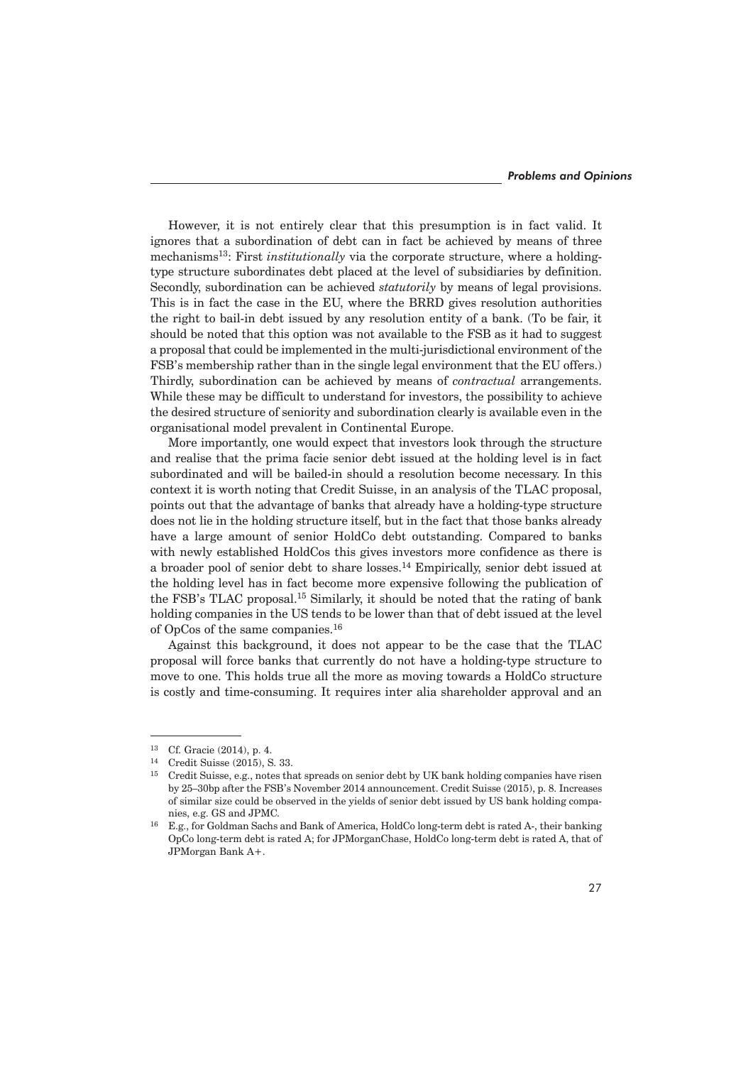However, it is not entirely clear that this presumption is in fact valid. It ignores that a subordination of debt can in fact be achieved by means of three mechanisms[13]: First *institutionally* via the corporate structure, where a holding-type structure subordinates debt placed at the level of subsidiaries by definition. Secondly, subordination can be achieved *statutorily* by means of legal provisions. This is in fact the case in the EU, where the BRRD gives resolution authorities the right to bail-in debt issued by any resolution entity of a bank. (To be fair, it should be noted that this option was not available to the FSB as it had to suggest a proposal that could be implemented in the multi-jurisdictional environment of the FSB's membership rather than in the single legal environment that the EU offers.) Thirdly, subordination can be achieved by means of *contractual* arrangements. While these may be difficult to understand for investors, the possibility to achieve the desired structure of seniority and subordination clearly is available even in the organisational model prevalent in Continental Europe.

More importantly, one would expect that investors look through the structure and realise that the prima facie senior debt issued at the holding level is in fact subordinated and will be bailed-in should a resolution become necessary. In this context it is worth noting that Credit Suisse, in an analysis of the TLAC proposal, points out that the advantage of banks that already have a holding-type structure does not lie in the holding structure itself, but in the fact that those banks already have a large amount of senior HoldCo debt outstanding. Compared to banks with newly established HoldCos this gives investors more confidence as there is a broader pool of senior debt to share losses.[14] Empirically, senior debt issued at the holding level has in fact become more expensive following the publication of the FSB's TLAC proposal.[15] Similarly, it should be noted that the rating of bank holding companies in the US tends to be lower than that of debt issued at the level of OpCos of the same companies.[16]

Against this background, it does not appear to be the case that the TLAC proposal will force banks that currently do not have a holding-type structure to move to one. This holds true all the more as moving towards a HoldCo structure is costly and time-consuming. It requires inter alia shareholder approval and an

---

[13] Cf. Gracie (2014), p. 4.

[14] Credit Suisse (2015), S. 33.

[15] Credit Suisse, e.g., notes that spreads on senior debt by UK bank holding companies have risen by 25–30bp after the FSB's November 2014 announcement. Credit Suisse (2015), p. 8. Increases of similar size could be observed in the yields of senior debt issued by US bank holding companies, e.g. GS and JPMC.

[16] E.g., for Goldman Sachs and Bank of America, HoldCo long-term debt is rated A-, their banking OpCo long-term debt is rated A; for JPMorganChase, HoldCo long-term debt is rated A, that of JPMorgan Bank A+.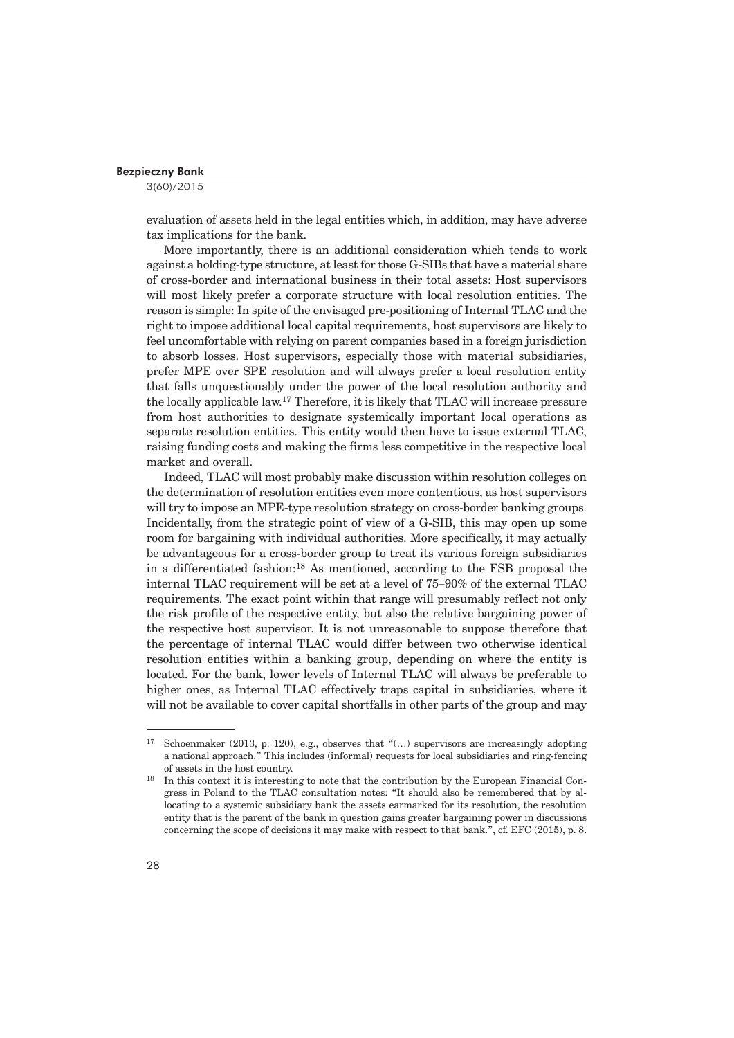evaluation of assets held in the legal entities which, in addition, may have adverse tax implications for the bank.

More importantly, there is an additional consideration which tends to work against a holding-type structure, at least for those G-SIBs that have a material share of cross-border and international business in their total assets: Host supervisors will most likely prefer a corporate structure with local resolution entities. The reason is simple: In spite of the envisaged pre-positioning of Internal TLAC and the right to impose additional local capital requirements, host supervisors are likely to feel uncomfortable with relying on parent companies based in a foreign jurisdiction to absorb losses. Host supervisors, especially those with material subsidiaries, prefer MPE over SPE resolution and will always prefer a local resolution entity that falls unquestionably under the power of the local resolution authority and the locally applicable law.[17] Therefore, it is likely that TLAC will increase pressure from host authorities to designate systemically important local operations as separate resolution entities. This entity would then have to issue external TLAC, raising funding costs and making the firms less competitive in the respective local market and overall.

Indeed, TLAC will most probably make discussion within resolution colleges on the determination of resolution entities even more contentious, as host supervisors will try to impose an MPE-type resolution strategy on cross-border banking groups. Incidentally, from the strategic point of view of a G-SIB, this may open up some room for bargaining with individual authorities. More specifically, it may actually be advantageous for a cross-border group to treat its various foreign subsidiaries in a differentiated fashion:[18] As mentioned, according to the FSB proposal the internal TLAC requirement will be set at a level of 75–90% of the external TLAC requirements. The exact point within that range will presumably reflect not only the risk profile of the respective entity, but also the relative bargaining power of the respective host supervisor. It is not unreasonable to suppose therefore that the percentage of internal TLAC would differ between two otherwise identical resolution entities within a banking group, depending on where the entity is located. For the bank, lower levels of Internal TLAC will always be preferable to higher ones, as Internal TLAC effectively traps capital in subsidiaries, where it will not be available to cover capital shortfalls in other parts of the group and may

---

[17] Schoenmaker (2013, p. 120), e.g., observes that "(…) supervisors are increasingly adopting a national approach." This includes (informal) requests for local subsidiaries and ring-fencing of assets in the host country.

[18] In this context it is interesting to note that the contribution by the European Financial Congress in Poland to the TLAC consultation notes: "It should also be remembered that by allocating to a systemic subsidiary bank the assets earmarked for its resolution, the resolution entity that is the parent of the bank in question gains greater bargaining power in discussions concerning the scope of decisions it may make with respect to that bank.", cf. EFC (2015), p. 8.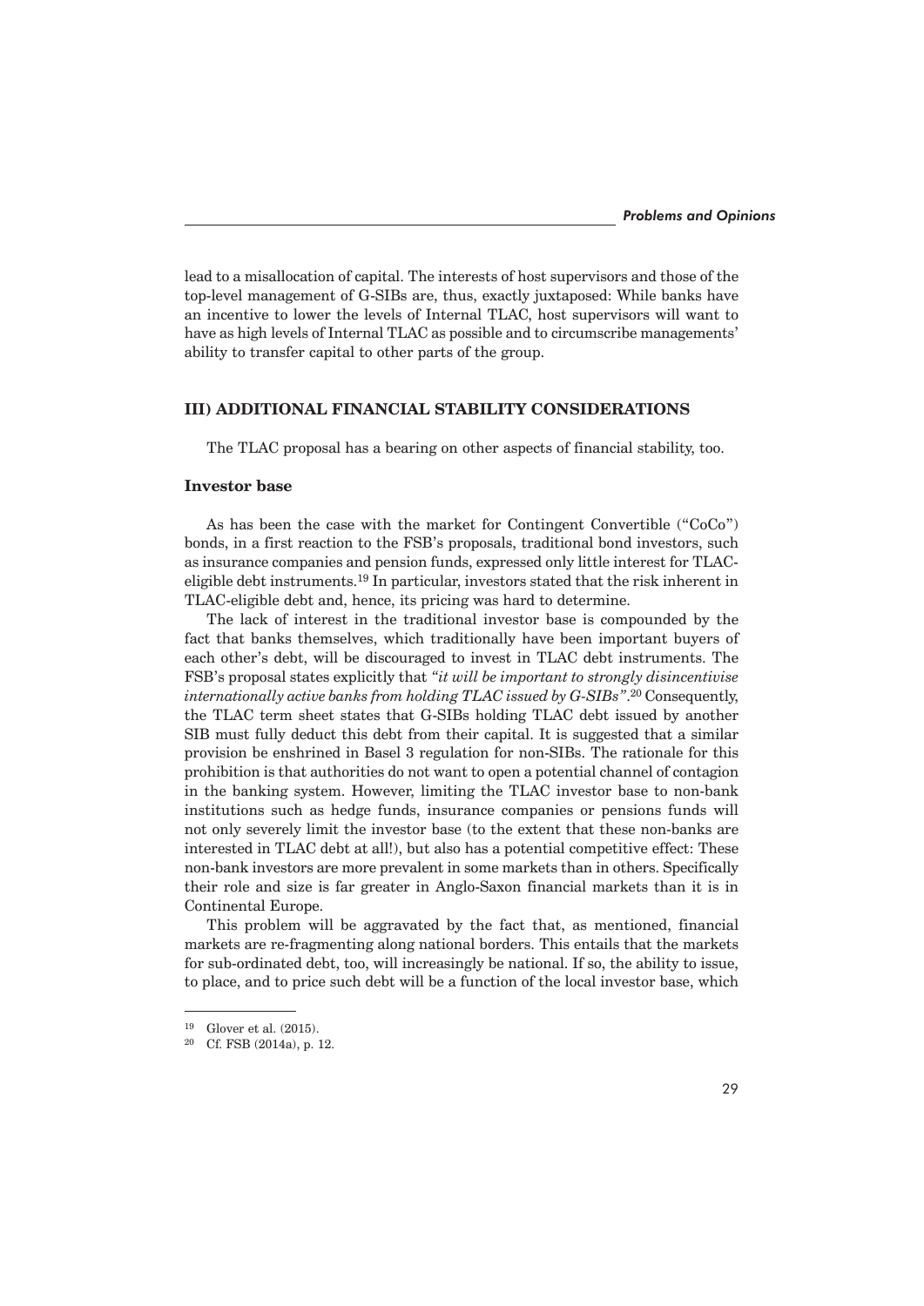lead to a misallocation of capital. The interests of host supervisors and those of the top-level management of G-SIBs are, thus, exactly juxtaposed: While banks have an incentive to lower the levels of Internal TLAC, host supervisors will want to have as high levels of Internal TLAC as possible and to circumscribe managements' ability to transfer capital to other parts of the group.

## III) ADDITIONAL FINANCIAL STABILITY CONSIDERATIONS

The TLAC proposal has a bearing on other aspects of financial stability, too.

### Investor base

As has been the case with the market for Contingent Convertible ("CoCo") bonds, in a first reaction to the FSB's proposals, traditional bond investors, such as insurance companies and pension funds, expressed only little interest for TLAC-eligible debt instruments.[19] In particular, investors stated that the risk inherent in TLAC-eligible debt and, hence, its pricing was hard to determine.

The lack of interest in the traditional investor base is compounded by the fact that banks themselves, which traditionally have been important buyers of each other's debt, will be discouraged to invest in TLAC debt instruments. The FSB's proposal states explicitly that *"it will be important to strongly disincentivise internationally active banks from holding TLAC issued by G-SIBs"*.[20] Consequently, the TLAC term sheet states that G-SIBs holding TLAC debt issued by another SIB must fully deduct this debt from their capital. It is suggested that a similar provision be enshrined in Basel 3 regulation for non-SIBs. The rationale for this prohibition is that authorities do not want to open a potential channel of contagion in the banking system. However, limiting the TLAC investor base to non-bank institutions such as hedge funds, insurance companies or pensions funds will not only severely limit the investor base (to the extent that these non-banks are interested in TLAC debt at all!), but also has a potential competitive effect: These non-bank investors are more prevalent in some markets than in others. Specifically their role and size is far greater in Anglo-Saxon financial markets than it is in Continental Europe.

This problem will be aggravated by the fact that, as mentioned, financial markets are re-fragmenting along national borders. This entails that the markets for sub-ordinated debt, too, will increasingly be national. If so, the ability to issue, to place, and to price such debt will be a function of the local investor base, which

---

[19] Glover et al. (2015).

[20] Cf. FSB (2014a), p. 12.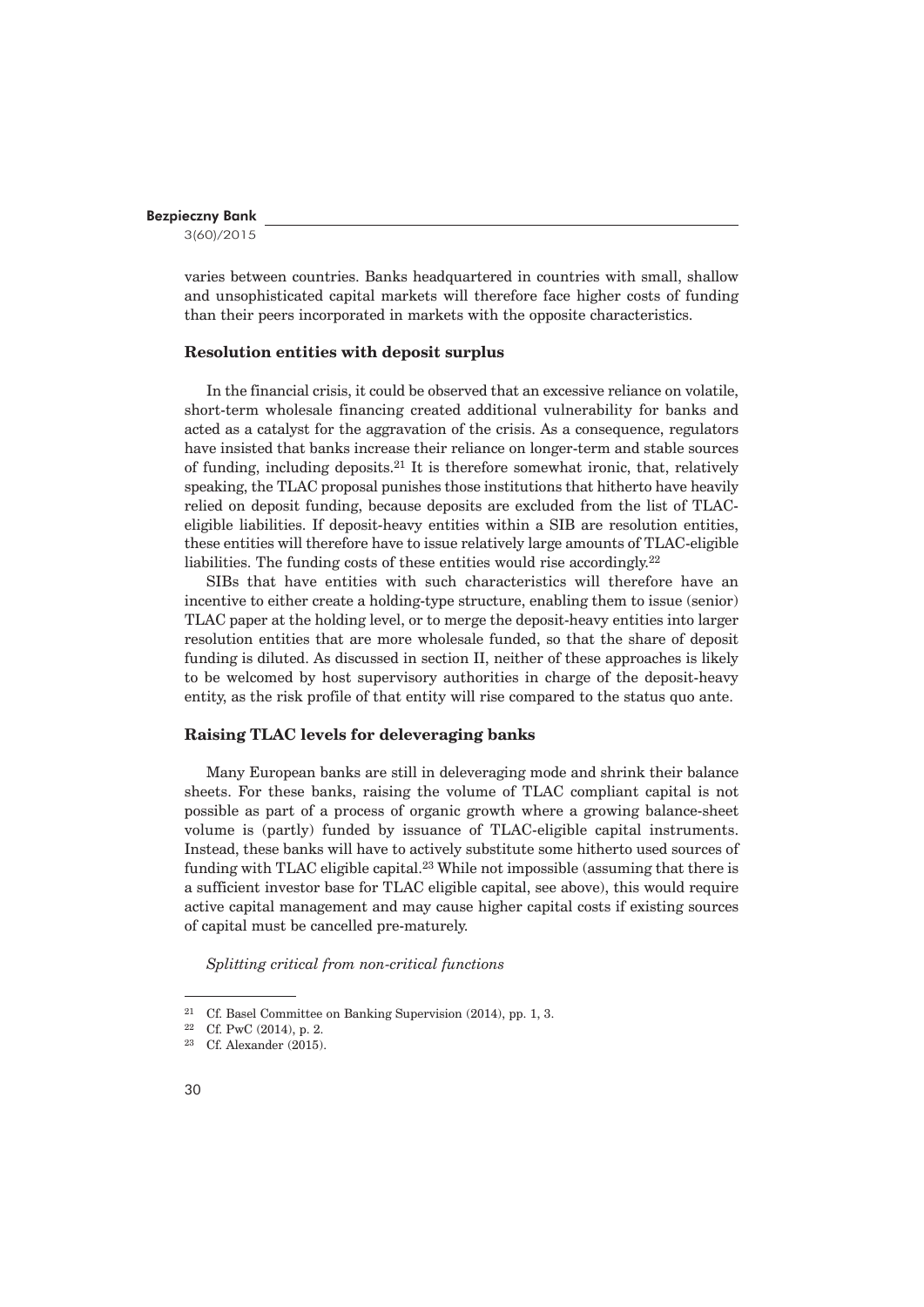varies between countries. Banks headquartered in countries with small, shallow and unsophisticated capital markets will therefore face higher costs of funding than their peers incorporated in markets with the opposite characteristics.

### Resolution entities with deposit surplus

In the financial crisis, it could be observed that an excessive reliance on volatile, short-term wholesale financing created additional vulnerability for banks and acted as a catalyst for the aggravation of the crisis. As a consequence, regulators have insisted that banks increase their reliance on longer-term and stable sources of funding, including deposits.[21] It is therefore somewhat ironic, that, relatively speaking, the TLAC proposal punishes those institutions that hitherto have heavily relied on deposit funding, because deposits are excluded from the list of TLAC-eligible liabilities. If deposit-heavy entities within a SIB are resolution entities, these entities will therefore have to issue relatively large amounts of TLAC-eligible liabilities. The funding costs of these entities would rise accordingly.[22]

SIBs that have entities with such characteristics will therefore have an incentive to either create a holding-type structure, enabling them to issue (senior) TLAC paper at the holding level, or to merge the deposit-heavy entities into larger resolution entities that are more wholesale funded, so that the share of deposit funding is diluted. As discussed in section II, neither of these approaches is likely to be welcomed by host supervisory authorities in charge of the deposit-heavy entity, as the risk profile of that entity will rise compared to the status quo ante.

### Raising TLAC levels for deleveraging banks

Many European banks are still in deleveraging mode and shrink their balance sheets. For these banks, raising the volume of TLAC compliant capital is not possible as part of a process of organic growth where a growing balance-sheet volume is (partly) funded by issuance of TLAC-eligible capital instruments. Instead, these banks will have to actively substitute some hitherto used sources of funding with TLAC eligible capital.[23] While not impossible (assuming that there is a sufficient investor base for TLAC eligible capital, see above), this would require active capital management and may cause higher capital costs if existing sources of capital must be cancelled pre-maturely.

*Splitting critical from non-critical functions*

---

[21] Cf. Basel Committee on Banking Supervision (2014), pp. 1, 3.

[22] Cf. PwC (2014), p. 2.

[23] Cf. Alexander (2015).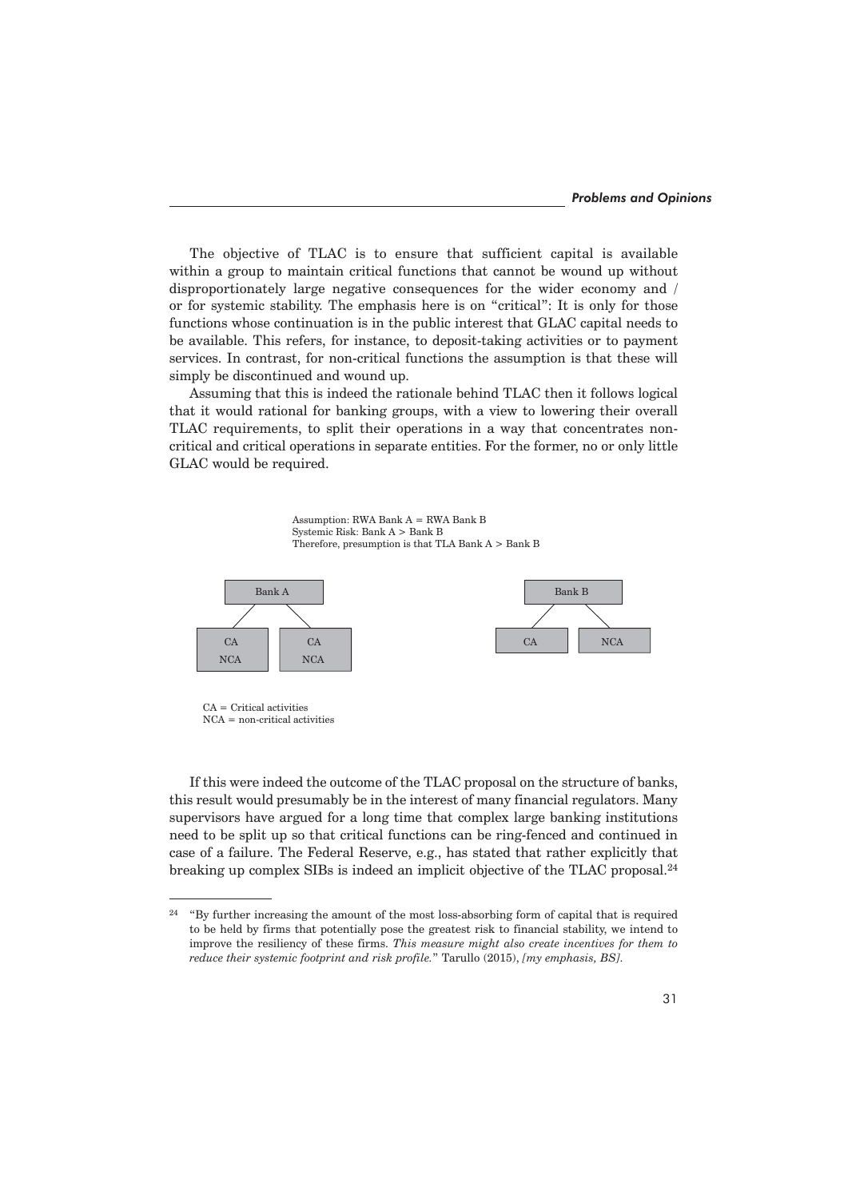The objective of TLAC is to ensure that sufficient capital is available within a group to maintain critical functions that cannot be wound up without disproportionately large negative consequences for the wider economy and / or for systemic stability. The emphasis here is on "critical": It is only for those functions whose continuation is in the public interest that GLAC capital needs to be available. This refers, for instance, to deposit-taking activities or to payment services. In contrast, for non-critical functions the assumption is that these will simply be discontinued and wound up.

Assuming that this is indeed the rationale behind TLAC then it follows logical that it would rational for banking groups, with a view to lowering their overall TLAC requirements, to split their operations in a way that concentrates non-critical and critical operations in separate entities. For the former, no or only little GLAC would be required.

Assumption: RWA Bank A = RWA Bank B
Systemic Risk: Bank A > Bank B
Therefore, presumption is that TLA Bank A > Bank B

Bank A: CA / NCA | CA / NCA

Bank B: CA | NCA

CA = Critical activities
NCA = non-critical activities

If this were indeed the outcome of the TLAC proposal on the structure of banks, this result would presumably be in the interest of many financial regulators. Many supervisors have argued for a long time that complex large banking institutions need to be split up so that critical functions can be ring-fenced and continued in case of a failure. The Federal Reserve, e.g., has stated that rather explicitly that breaking up complex SIBs is indeed an implicit objective of the TLAC proposal.[24]

---

[24] "By further increasing the amount of the most loss-absorbing form of capital that is required to be held by firms that potentially pose the greatest risk to financial stability, we intend to improve the resiliency of these firms. *This measure might also create incentives for them to reduce their systemic footprint and risk profile.*" Tarullo (2015), *[my emphasis, BS].*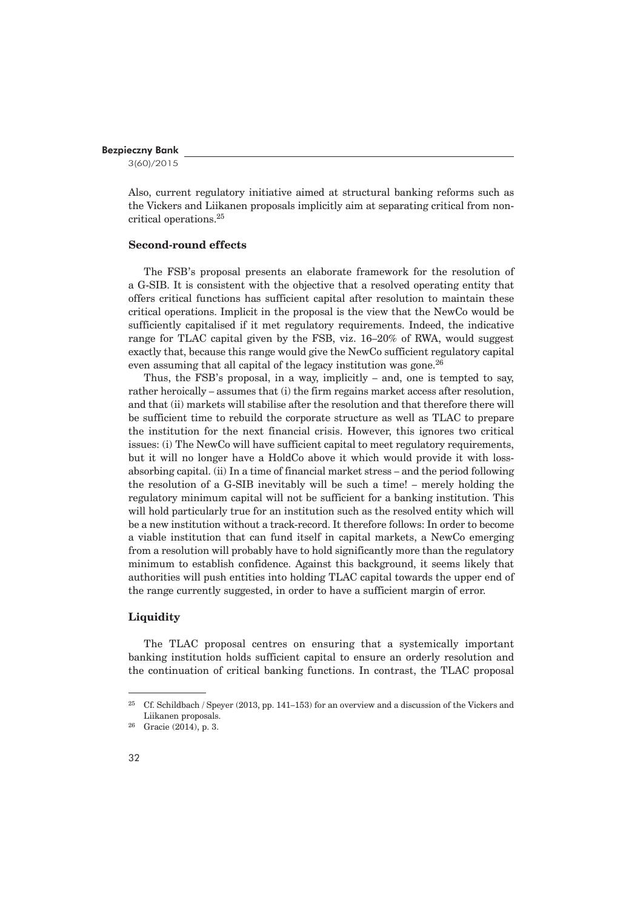Also, current regulatory initiative aimed at structural banking reforms such as the Vickers and Liikanen proposals implicitly aim at separating critical from non-critical operations.[25]

### Second-round effects

The FSB's proposal presents an elaborate framework for the resolution of a G-SIB. It is consistent with the objective that a resolved operating entity that offers critical functions has sufficient capital after resolution to maintain these critical operations. Implicit in the proposal is the view that the NewCo would be sufficiently capitalised if it met regulatory requirements. Indeed, the indicative range for TLAC capital given by the FSB, viz. 16–20% of RWA, would suggest exactly that, because this range would give the NewCo sufficient regulatory capital even assuming that all capital of the legacy institution was gone.[26]

Thus, the FSB's proposal, in a way, implicitly – and, one is tempted to say, rather heroically – assumes that (i) the firm regains market access after resolution, and that (ii) markets will stabilise after the resolution and that therefore there will be sufficient time to rebuild the corporate structure as well as TLAC to prepare the institution for the next financial crisis. However, this ignores two critical issues: (i) The NewCo will have sufficient capital to meet regulatory requirements, but it will no longer have a HoldCo above it which would provide it with loss-absorbing capital. (ii) In a time of financial market stress – and the period following the resolution of a G-SIB inevitably will be such a time! – merely holding the regulatory minimum capital will not be sufficient for a banking institution. This will hold particularly true for an institution such as the resolved entity which will be a new institution without a track-record. It therefore follows: In order to become a viable institution that can fund itself in capital markets, a NewCo emerging from a resolution will probably have to hold significantly more than the regulatory minimum to establish confidence. Against this background, it seems likely that authorities will push entities into holding TLAC capital towards the upper end of the range currently suggested, in order to have a sufficient margin of error.

### Liquidity

The TLAC proposal centres on ensuring that a systemically important banking institution holds sufficient capital to ensure an orderly resolution and the continuation of critical banking functions. In contrast, the TLAC proposal

---

[25] Cf. Schildbach / Speyer (2013, pp. 141–153) for an overview and a discussion of the Vickers and Liikanen proposals.

[26] Gracie (2014), p. 3.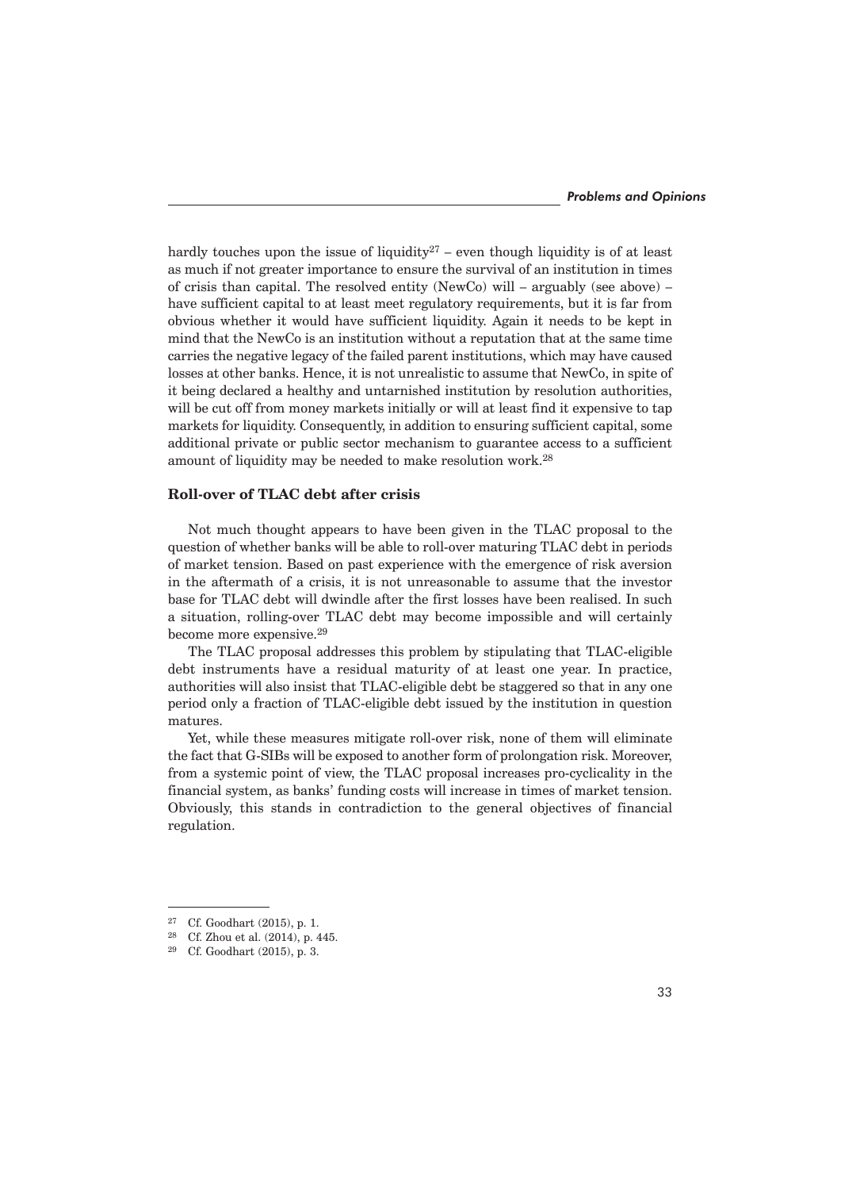hardly touches upon the issue of liquidity[27] – even though liquidity is of at least as much if not greater importance to ensure the survival of an institution in times of crisis than capital. The resolved entity (NewCo) will – arguably (see above) – have sufficient capital to at least meet regulatory requirements, but it is far from obvious whether it would have sufficient liquidity. Again it needs to be kept in mind that the NewCo is an institution without a reputation that at the same time carries the negative legacy of the failed parent institutions, which may have caused losses at other banks. Hence, it is not unrealistic to assume that NewCo, in spite of it being declared a healthy and untarnished institution by resolution authorities, will be cut off from money markets initially or will at least find it expensive to tap markets for liquidity. Consequently, in addition to ensuring sufficient capital, some additional private or public sector mechanism to guarantee access to a sufficient amount of liquidity may be needed to make resolution work.[28]

### Roll-over of TLAC debt after crisis

Not much thought appears to have been given in the TLAC proposal to the question of whether banks will be able to roll-over maturing TLAC debt in periods of market tension. Based on past experience with the emergence of risk aversion in the aftermath of a crisis, it is not unreasonable to assume that the investor base for TLAC debt will dwindle after the first losses have been realised. In such a situation, rolling-over TLAC debt may become impossible and will certainly become more expensive.[29]

The TLAC proposal addresses this problem by stipulating that TLAC-eligible debt instruments have a residual maturity of at least one year. In practice, authorities will also insist that TLAC-eligible debt be staggered so that in any one period only a fraction of TLAC-eligible debt issued by the institution in question matures.

Yet, while these measures mitigate roll-over risk, none of them will eliminate the fact that G-SIBs will be exposed to another form of prolongation risk. Moreover, from a systemic point of view, the TLAC proposal increases pro-cyclicality in the financial system, as banks' funding costs will increase in times of market tension. Obviously, this stands in contradiction to the general objectives of financial regulation.

---

[27] Cf. Goodhart (2015), p. 1.

[28] Cf. Zhou et al. (2014), p. 445.

[29] Cf. Goodhart (2015), p. 3.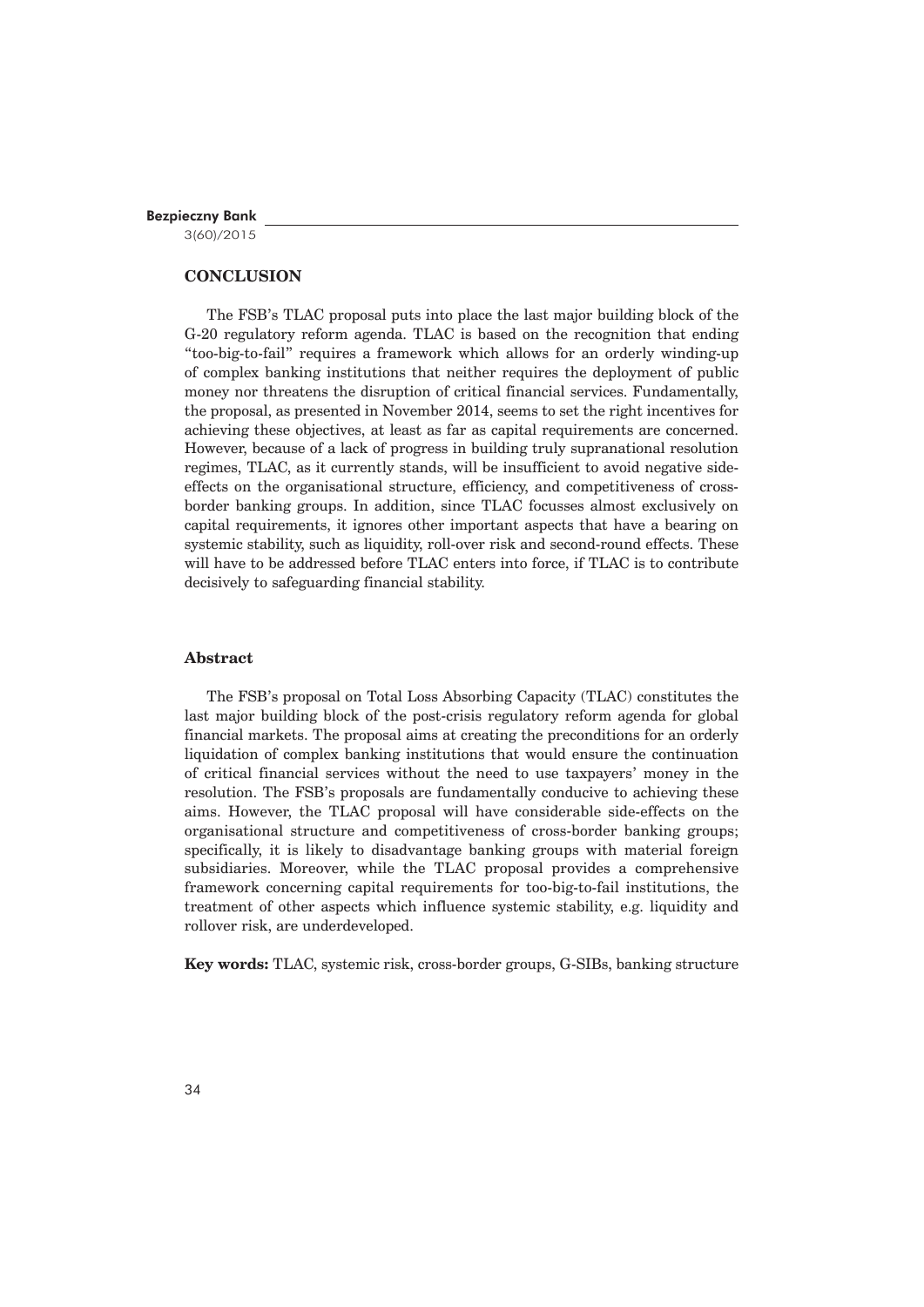## CONCLUSION

The FSB's TLAC proposal puts into place the last major building block of the G-20 regulatory reform agenda. TLAC is based on the recognition that ending "too-big-to-fail" requires a framework which allows for an orderly winding-up of complex banking institutions that neither requires the deployment of public money nor threatens the disruption of critical financial services. Fundamentally, the proposal, as presented in November 2014, seems to set the right incentives for achieving these objectives, at least as far as capital requirements are concerned. However, because of a lack of progress in building truly supranational resolution regimes, TLAC, as it currently stands, will be insufficient to avoid negative side-effects on the organisational structure, efficiency, and competitiveness of cross-border banking groups. In addition, since TLAC focusses almost exclusively on capital requirements, it ignores other important aspects that have a bearing on systemic stability, such as liquidity, roll-over risk and second-round effects. These will have to be addressed before TLAC enters into force, if TLAC is to contribute decisively to safeguarding financial stability.

### Abstract

The FSB's proposal on Total Loss Absorbing Capacity (TLAC) constitutes the last major building block of the post-crisis regulatory reform agenda for global financial markets. The proposal aims at creating the preconditions for an orderly liquidation of complex banking institutions that would ensure the continuation of critical financial services without the need to use taxpayers' money in the resolution. The FSB's proposals are fundamentally conducive to achieving these aims. However, the TLAC proposal will have considerable side-effects on the organisational structure and competitiveness of cross-border banking groups; specifically, it is likely to disadvantage banking groups with material foreign subsidiaries. Moreover, while the TLAC proposal provides a comprehensive framework concerning capital requirements for too-big-to-fail institutions, the treatment of other aspects which influence systemic stability, e.g. liquidity and rollover risk, are underdeveloped.

**Key words:** TLAC, systemic risk, cross-border groups, G-SIBs, banking structure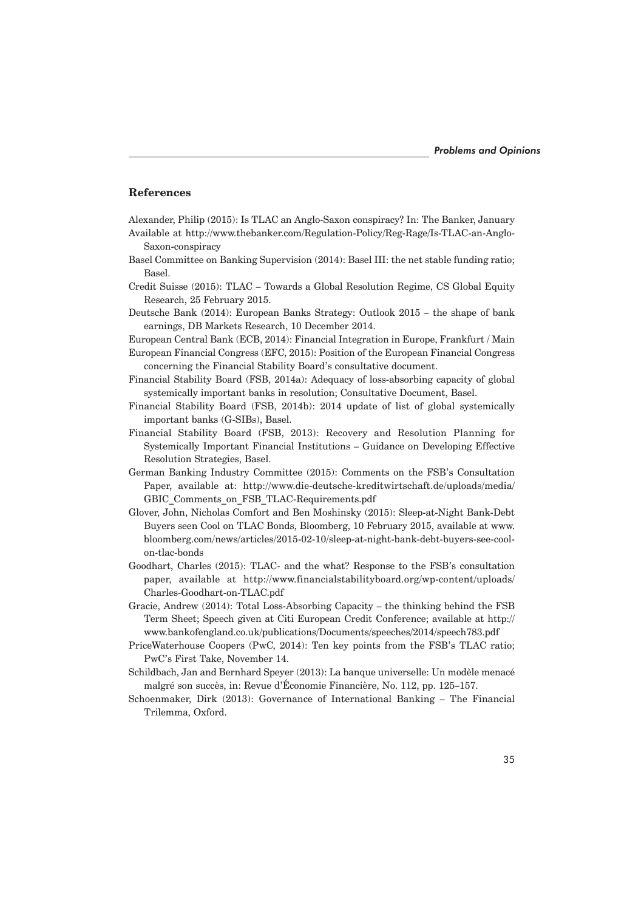## References

Alexander, Philip (2015): Is TLAC an Anglo-Saxon conspiracy? In: The Banker, January Available at http://www.thebanker.com/Regulation-Policy/Reg-Rage/Is-TLAC-an-Anglo-Saxon-conspiracy

Basel Committee on Banking Supervision (2014): Basel III: the net stable funding ratio; Basel.

Credit Suisse (2015): TLAC – Towards a Global Resolution Regime, CS Global Equity Research, 25 February 2015.

Deutsche Bank (2014): European Banks Strategy: Outlook 2015 – the shape of bank earnings, DB Markets Research, 10 December 2014.

European Central Bank (ECB, 2014): Financial Integration in Europe, Frankfurt / Main

European Financial Congress (EFC, 2015): Position of the European Financial Congress concerning the Financial Stability Board's consultative document.

Financial Stability Board (FSB, 2014a): Adequacy of loss-absorbing capacity of global systemically important banks in resolution; Consultative Document, Basel.

Financial Stability Board (FSB, 2014b): 2014 update of list of global systemically important banks (G-SIBs), Basel.

Financial Stability Board (FSB, 2013): Recovery and Resolution Planning for Systemically Important Financial Institutions – Guidance on Developing Effective Resolution Strategies, Basel.

German Banking Industry Committee (2015): Comments on the FSB's Consultation Paper, available at: http://www.die-deutsche-kreditwirtschaft.de/uploads/media/GBIC_Comments_on_FSB_TLAC-Requirements.pdf

Glover, John, Nicholas Comfort and Ben Moshinsky (2015): Sleep-at-Night Bank-Debt Buyers seen Cool on TLAC Bonds, Bloomberg, 10 February 2015, available at www.bloomberg.com/news/articles/2015-02-10/sleep-at-night-bank-debt-buyers-see-cool-on-tlac-bonds

Goodhart, Charles (2015): TLAC- and the what? Response to the FSB's consultation paper, available at http://www.financialstabilityboard.org/wp-content/uploads/Charles-Goodhart-on-TLAC.pdf

Gracie, Andrew (2014): Total Loss-Absorbing Capacity – the thinking behind the FSB Term Sheet; Speech given at Citi European Credit Conference; available at http://www.bankofengland.co.uk/publications/Documents/speeches/2014/speech783.pdf

PriceWaterhouse Coopers (PwC, 2014): Ten key points from the FSB's TLAC ratio; PwC's First Take, November 14.

Schildbach, Jan and Bernhard Speyer (2013): La banque universelle: Un modèle menacé malgré son succès, in: Revue d'Économie Financière, No. 112, pp. 125–157.

Schoenmaker, Dirk (2013): Governance of International Banking – The Financial Trilemma, Oxford.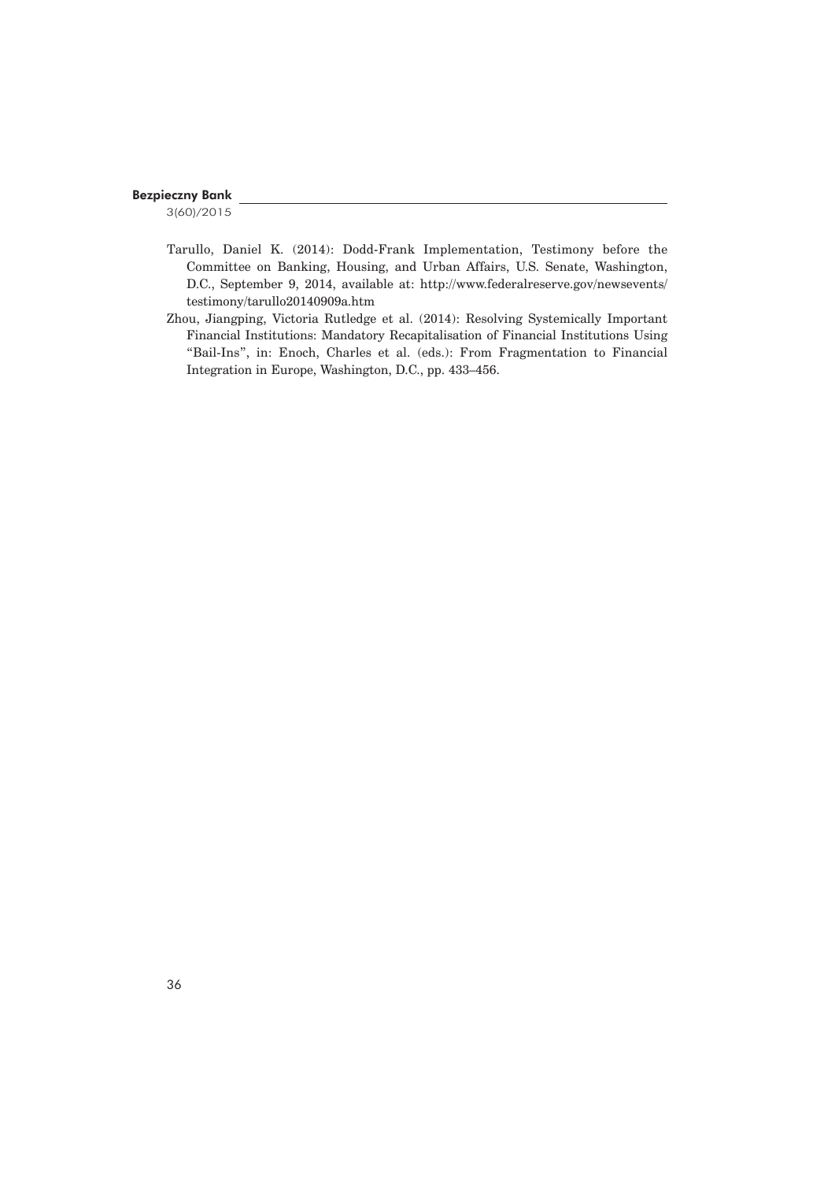Tarullo, Daniel K. (2014): Dodd-Frank Implementation, Testimony before the Committee on Banking, Housing, and Urban Affairs, U.S. Senate, Washington, D.C., September 9, 2014, available at: http://www.federalreserve.gov/newsevents/testimony/tarullo20140909a.htm

Zhou, Jiangping, Victoria Rutledge et al. (2014): Resolving Systemically Important Financial Institutions: Mandatory Recapitalisation of Financial Institutions Using "Bail-Ins", in: Enoch, Charles et al. (eds.): From Fragmentation to Financial Integration in Europe, Washington, D.C., pp. 433–456.